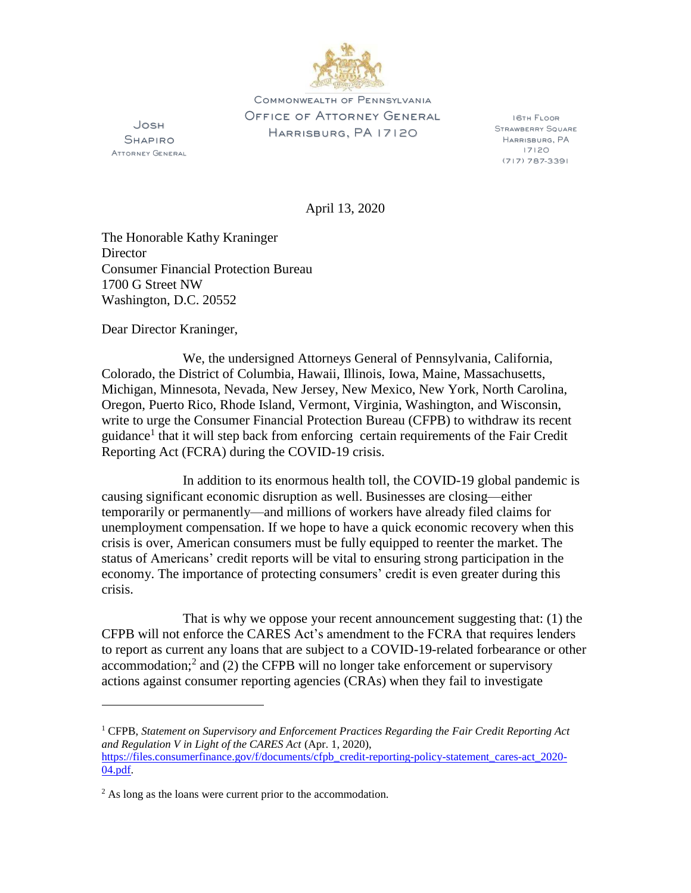COMMONWEALTH OF PENNSYLVANIA
OFFICE OF ATTORNEY GENERAL
HARRISBURG, PA 17120

JOSH SHAPIRO
ATTORNEY GENERAL

16TH FLOOR
STRAWBERRY SQUARE
HARRISBURG, PA 17120
(717) 787-3391

April 13, 2020

The Honorable Kathy Kraninger
Director
Consumer Financial Protection Bureau
1700 G Street NW
Washington, D.C. 20552

Dear Director Kraninger,

We, the undersigned Attorneys General of Pennsylvania, California, Colorado, the District of Columbia, Hawaii, Illinois, Iowa, Maine, Massachusetts, Michigan, Minnesota, Nevada, New Jersey, New Mexico, New York, North Carolina, Oregon, Puerto Rico, Rhode Island, Vermont, Virginia, Washington, and Wisconsin, write to urge the Consumer Financial Protection Bureau (CFPB) to withdraw its recent guidance[1] that it will step back from enforcing certain requirements of the Fair Credit Reporting Act (FCRA) during the COVID-19 crisis.

In addition to its enormous health toll, the COVID-19 global pandemic is causing significant economic disruption as well. Businesses are closing—either temporarily or permanently—and millions of workers have already filed claims for unemployment compensation. If we hope to have a quick economic recovery when this crisis is over, American consumers must be fully equipped to reenter the market. The status of Americans' credit reports will be vital to ensuring strong participation in the economy. The importance of protecting consumers' credit is even greater during this crisis.

That is why we oppose your recent announcement suggesting that: (1) the CFPB will not enforce the CARES Act's amendment to the FCRA that requires lenders to report as current any loans that are subject to a COVID-19-related forbearance or other accommodation;[2] and (2) the CFPB will no longer take enforcement or supervisory actions against consumer reporting agencies (CRAs) when they fail to investigate

---

[1] CFPB, *Statement on Supervisory and Enforcement Practices Regarding the Fair Credit Reporting Act and Regulation V in Light of the CARES Act* (Apr. 1, 2020), https://files.consumerfinance.gov/f/documents/cfpb_credit-reporting-policy-statement_cares-act_2020-04.pdf.

[2] As long as the loans were current prior to the accommodation.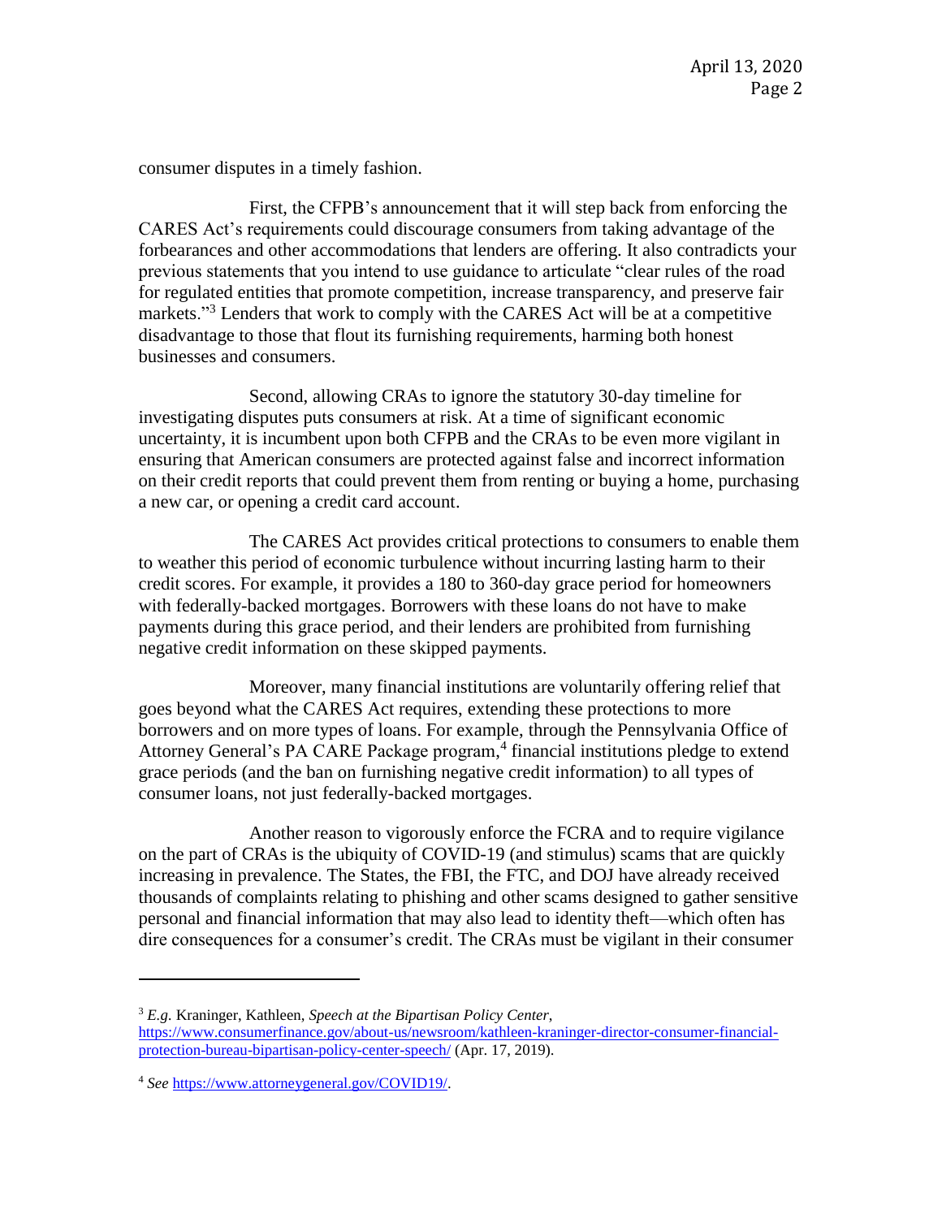consumer disputes in a timely fashion.

First, the CFPB's announcement that it will step back from enforcing the CARES Act's requirements could discourage consumers from taking advantage of the forbearances and other accommodations that lenders are offering. It also contradicts your previous statements that you intend to use guidance to articulate "clear rules of the road for regulated entities that promote competition, increase transparency, and preserve fair markets."[3] Lenders that work to comply with the CARES Act will be at a competitive disadvantage to those that flout its furnishing requirements, harming both honest businesses and consumers.

Second, allowing CRAs to ignore the statutory 30-day timeline for investigating disputes puts consumers at risk. At a time of significant economic uncertainty, it is incumbent upon both CFPB and the CRAs to be even more vigilant in ensuring that American consumers are protected against false and incorrect information on their credit reports that could prevent them from renting or buying a home, purchasing a new car, or opening a credit card account.

The CARES Act provides critical protections to consumers to enable them to weather this period of economic turbulence without incurring lasting harm to their credit scores. For example, it provides a 180 to 360-day grace period for homeowners with federally-backed mortgages. Borrowers with these loans do not have to make payments during this grace period, and their lenders are prohibited from furnishing negative credit information on these skipped payments.

Moreover, many financial institutions are voluntarily offering relief that goes beyond what the CARES Act requires, extending these protections to more borrowers and on more types of loans. For example, through the Pennsylvania Office of Attorney General's PA CARE Package program,[4] financial institutions pledge to extend grace periods (and the ban on furnishing negative credit information) to all types of consumer loans, not just federally-backed mortgages.

Another reason to vigorously enforce the FCRA and to require vigilance on the part of CRAs is the ubiquity of COVID-19 (and stimulus) scams that are quickly increasing in prevalence. The States, the FBI, the FTC, and DOJ have already received thousands of complaints relating to phishing and other scams designed to gather sensitive personal and financial information that may also lead to identity theft—which often has dire consequences for a consumer's credit. The CRAs must be vigilant in their consumer

---

[3] *E.g.* Kraninger, Kathleen, *Speech at the Bipartisan Policy Center*, https://www.consumerfinance.gov/about-us/newsroom/kathleen-kraninger-director-consumer-financial-protection-bureau-bipartisan-policy-center-speech/ (Apr. 17, 2019).

[4] *See* https://www.attorneygeneral.gov/COVID19/.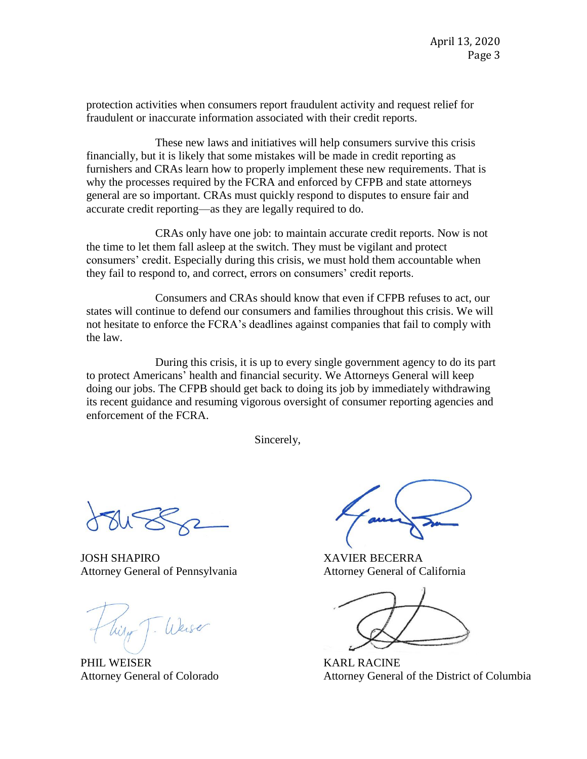protection activities when consumers report fraudulent activity and request relief for fraudulent or inaccurate information associated with their credit reports.

These new laws and initiatives will help consumers survive this crisis financially, but it is likely that some mistakes will be made in credit reporting as furnishers and CRAs learn how to properly implement these new requirements. That is why the processes required by the FCRA and enforced by CFPB and state attorneys general are so important. CRAs must quickly respond to disputes to ensure fair and accurate credit reporting—as they are legally required to do.

CRAs only have one job: to maintain accurate credit reports. Now is not the time to let them fall asleep at the switch. They must be vigilant and protect consumers' credit. Especially during this crisis, we must hold them accountable when they fail to respond to, and correct, errors on consumers' credit reports.

Consumers and CRAs should know that even if CFPB refuses to act, our states will continue to defend our consumers and families throughout this crisis. We will not hesitate to enforce the FCRA's deadlines against companies that fail to comply with the law.

During this crisis, it is up to every single government agency to do its part to protect Americans' health and financial security. We Attorneys General will keep doing our jobs. The CFPB should get back to doing its job by immediately withdrawing its recent guidance and resuming vigorous oversight of consumer reporting agencies and enforcement of the FCRA.

Sincerely,

JOSH SHAPIRO
Attorney General of Pennsylvania

XAVIER BECERRA
Attorney General of California

PHIL WEISER
Attorney General of Colorado

KARL RACINE
Attorney General of the District of Columbia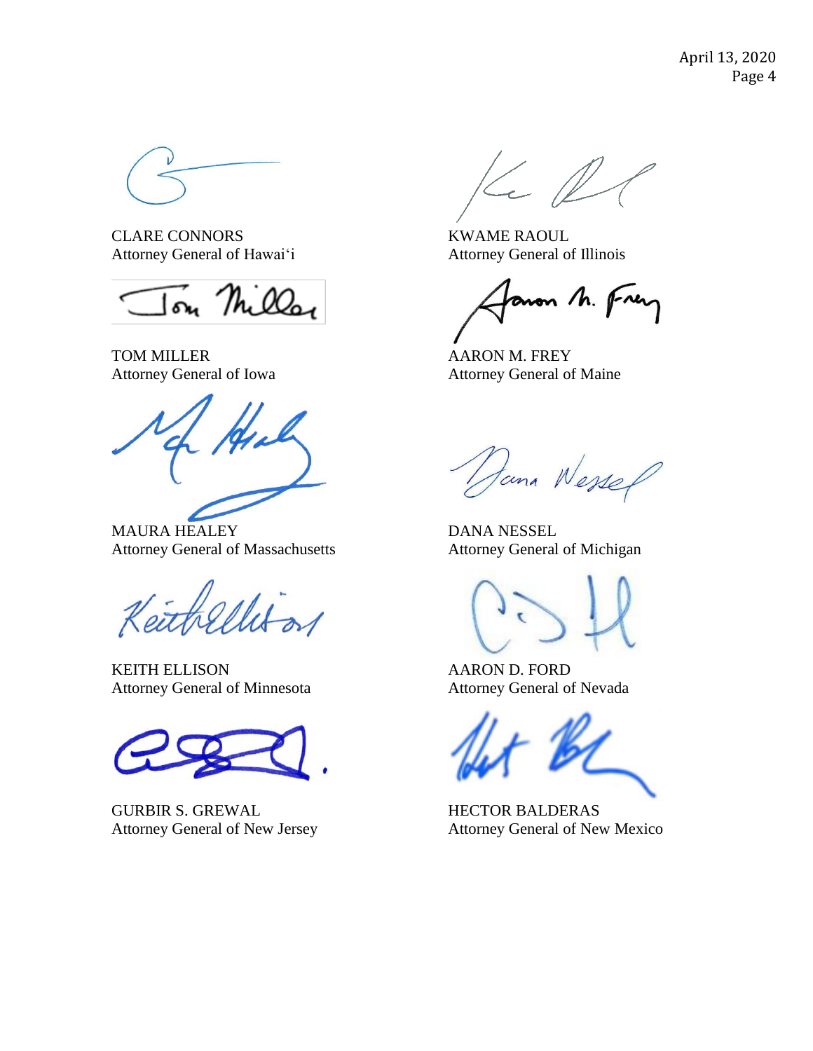CLARE CONNORS
Attorney General of Hawai‘i

KWAME RAOUL
Attorney General of Illinois

TOM MILLER
Attorney General of Iowa

AARON M. FREY
Attorney General of Maine

MAURA HEALEY
Attorney General of Massachusetts

DANA NESSEL
Attorney General of Michigan

KEITH ELLISON
Attorney General of Minnesota

AARON D. FORD
Attorney General of Nevada

GURBIR S. GREWAL
Attorney General of New Jersey

HECTOR BALDERAS
Attorney General of New Mexico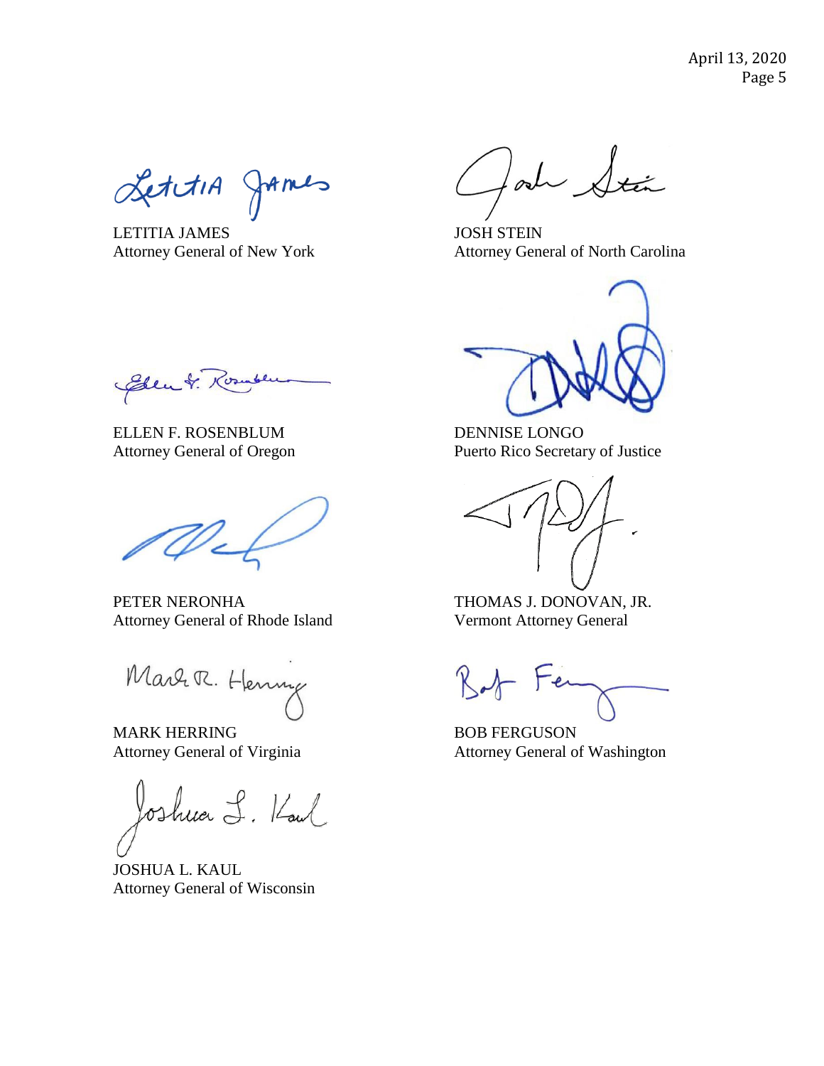LETITIA JAMES
Attorney General of New York

JOSH STEIN
Attorney General of North Carolina

ELLEN F. ROSENBLUM
Attorney General of Oregon

DENNISE LONGO
Puerto Rico Secretary of Justice

PETER NERONHA
Attorney General of Rhode Island

THOMAS J. DONOVAN, JR.
Vermont Attorney General

MARK HERRING
Attorney General of Virginia

BOB FERGUSON
Attorney General of Washington

JOSHUA L. KAUL
Attorney General of Wisconsin